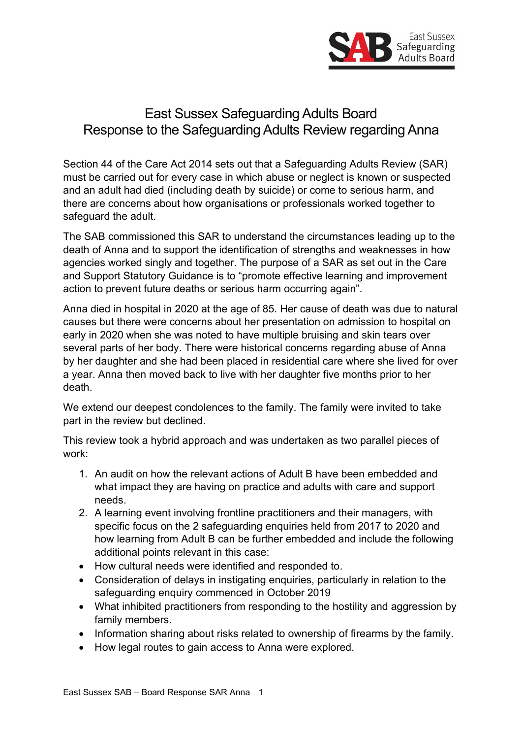# East Sussex Safeguarding Adults Board
# Response to the Safeguarding Adults Review regarding Anna

Section 44 of the Care Act 2014 sets out that a Safeguarding Adults Review (SAR) must be carried out for every case in which abuse or neglect is known or suspected and an adult had died (including death by suicide) or come to serious harm, and there are concerns about how organisations or professionals worked together to safeguard the adult.

The SAB commissioned this SAR to understand the circumstances leading up to the death of Anna and to support the identification of strengths and weaknesses in how agencies worked singly and together. The purpose of a SAR as set out in the Care and Support Statutory Guidance is to "promote effective learning and improvement action to prevent future deaths or serious harm occurring again".

Anna died in hospital in 2020 at the age of 85. Her cause of death was due to natural causes but there were concerns about her presentation on admission to hospital on early in 2020 when she was noted to have multiple bruising and skin tears over several parts of her body. There were historical concerns regarding abuse of Anna by her daughter and she had been placed in residential care where she lived for over a year. Anna then moved back to live with her daughter five months prior to her death.

We extend our deepest condolences to the family. The family were invited to take part in the review but declined.

This review took a hybrid approach and was undertaken as two parallel pieces of work:

1. An audit on how the relevant actions of Adult B have been embedded and what impact they are having on practice and adults with care and support needs.
2. A learning event involving frontline practitioners and their managers, with specific focus on the 2 safeguarding enquiries held from 2017 to 2020 and how learning from Adult B can be further embedded and include the following additional points relevant in this case:

- How cultural needs were identified and responded to.
- Consideration of delays in instigating enquiries, particularly in relation to the safeguarding enquiry commenced in October 2019
- What inhibited practitioners from responding to the hostility and aggression by family members.
- Information sharing about risks related to ownership of firearms by the family.
- How legal routes to gain access to Anna were explored.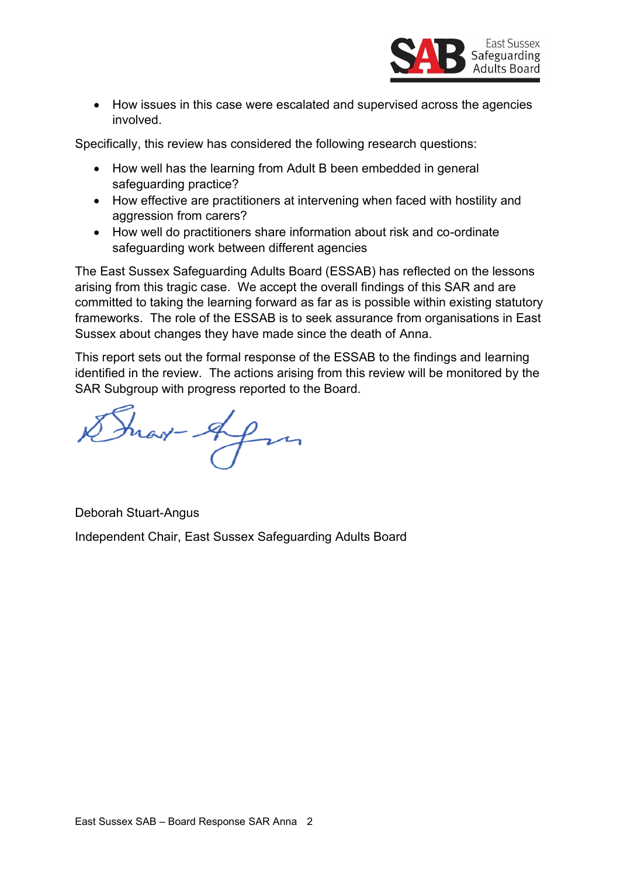- How issues in this case were escalated and supervised across the agencies involved.

Specifically, this review has considered the following research questions:

- How well has the learning from Adult B been embedded in general safeguarding practice?
- How effective are practitioners at intervening when faced with hostility and aggression from carers?
- How well do practitioners share information about risk and co-ordinate safeguarding work between different agencies

The East Sussex Safeguarding Adults Board (ESSAB) has reflected on the lessons arising from this tragic case. We accept the overall findings of this SAR and are committed to taking the learning forward as far as is possible within existing statutory frameworks. The role of the ESSAB is to seek assurance from organisations in East Sussex about changes they have made since the death of Anna.

This report sets out the formal response of the ESSAB to the findings and learning identified in the review. The actions arising from this review will be monitored by the SAR Subgroup with progress reported to the Board.

Deborah Stuart-Angus

Independent Chair, East Sussex Safeguarding Adults Board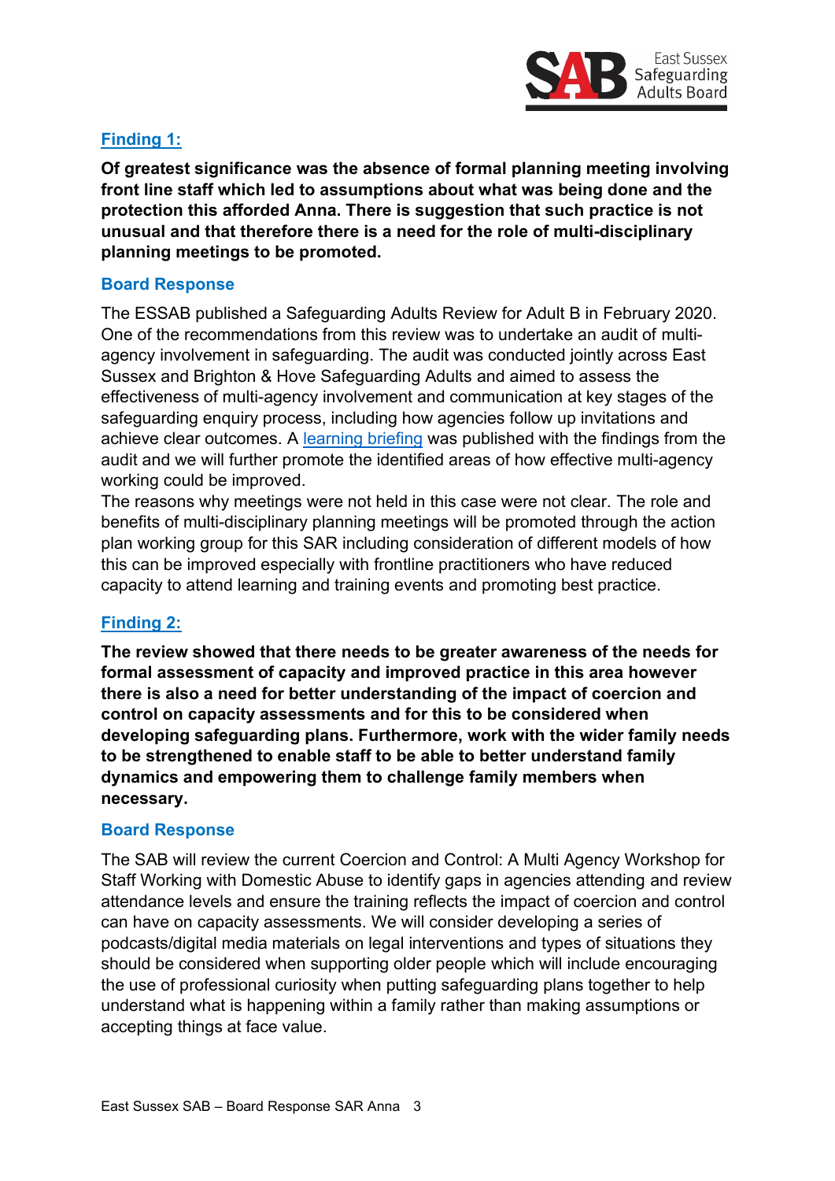## Finding 1:

**Of greatest significance was the absence of formal planning meeting involving front line staff which led to assumptions about what was being done and the protection this afforded Anna. There is suggestion that such practice is not unusual and that therefore there is a need for the role of multi-disciplinary planning meetings to be promoted.**

### Board Response

The ESSAB published a Safeguarding Adults Review for Adult B in February 2020. One of the recommendations from this review was to undertake an audit of multi-agency involvement in safeguarding. The audit was conducted jointly across East Sussex and Brighton & Hove Safeguarding Adults and aimed to assess the effectiveness of multi-agency involvement and communication at key stages of the safeguarding enquiry process, including how agencies follow up invitations and achieve clear outcomes. A learning briefing was published with the findings from the audit and we will further promote the identified areas of how effective multi-agency working could be improved.

The reasons why meetings were not held in this case were not clear. The role and benefits of multi-disciplinary planning meetings will be promoted through the action plan working group for this SAR including consideration of different models of how this can be improved especially with frontline practitioners who have reduced capacity to attend learning and training events and promoting best practice.

## Finding 2:

**The review showed that there needs to be greater awareness of the needs for formal assessment of capacity and improved practice in this area however there is also a need for better understanding of the impact of coercion and control on capacity assessments and for this to be considered when developing safeguarding plans. Furthermore, work with the wider family needs to be strengthened to enable staff to be able to better understand family dynamics and empowering them to challenge family members when necessary.**

### Board Response

The SAB will review the current Coercion and Control: A Multi Agency Workshop for Staff Working with Domestic Abuse to identify gaps in agencies attending and review attendance levels and ensure the training reflects the impact of coercion and control can have on capacity assessments. We will consider developing a series of podcasts/digital media materials on legal interventions and types of situations they should be considered when supporting older people which will include encouraging the use of professional curiosity when putting safeguarding plans together to help understand what is happening within a family rather than making assumptions or accepting things at face value.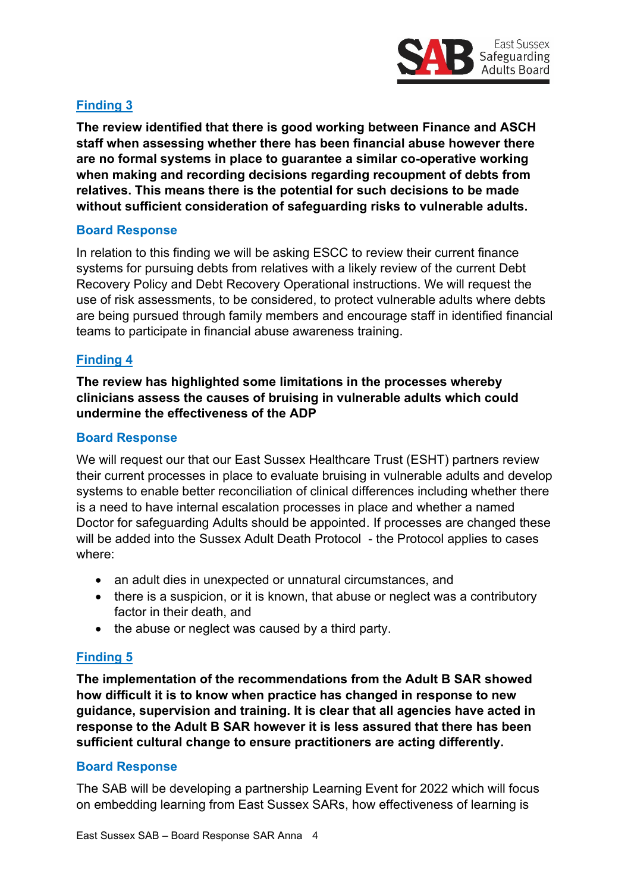## Finding 3

**The review identified that there is good working between Finance and ASCH staff when assessing whether there has been financial abuse however there are no formal systems in place to guarantee a similar co-operative working when making and recording decisions regarding recoupment of debts from relatives. This means there is the potential for such decisions to be made without sufficient consideration of safeguarding risks to vulnerable adults.**

### Board Response

In relation to this finding we will be asking ESCC to review their current finance systems for pursuing debts from relatives with a likely review of the current Debt Recovery Policy and Debt Recovery Operational instructions. We will request the use of risk assessments, to be considered, to protect vulnerable adults where debts are being pursued through family members and encourage staff in identified financial teams to participate in financial abuse awareness training.

## Finding 4

**The review has highlighted some limitations in the processes whereby clinicians assess the causes of bruising in vulnerable adults which could undermine the effectiveness of the ADP**

### Board Response

We will request our that our East Sussex Healthcare Trust (ESHT) partners review their current processes in place to evaluate bruising in vulnerable adults and develop systems to enable better reconciliation of clinical differences including whether there is a need to have internal escalation processes in place and whether a named Doctor for safeguarding Adults should be appointed. If processes are changed these will be added into the Sussex Adult Death Protocol - the Protocol applies to cases where:

- an adult dies in unexpected or unnatural circumstances, and
- there is a suspicion, or it is known, that abuse or neglect was a contributory factor in their death, and
- the abuse or neglect was caused by a third party.

## Finding 5

**The implementation of the recommendations from the Adult B SAR showed how difficult it is to know when practice has changed in response to new guidance, supervision and training. It is clear that all agencies have acted in response to the Adult B SAR however it is less assured that there has been sufficient cultural change to ensure practitioners are acting differently.**

### Board Response

The SAB will be developing a partnership Learning Event for 2022 which will focus on embedding learning from East Sussex SARs, how effectiveness of learning is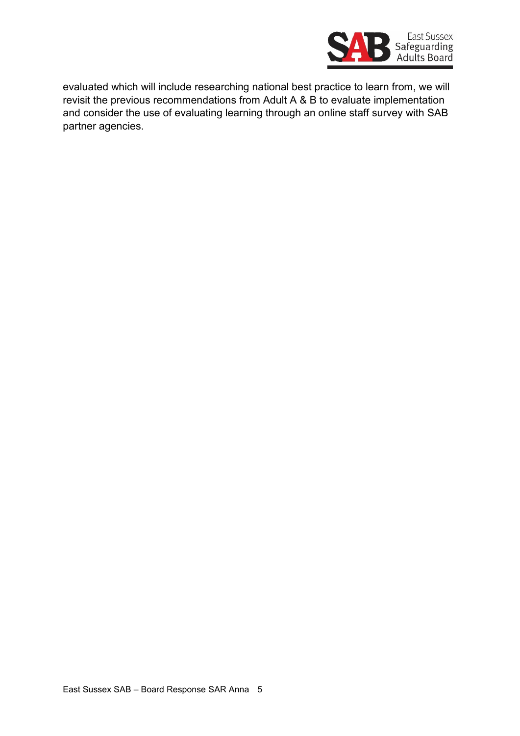evaluated which will include researching national best practice to learn from, we will revisit the previous recommendations from Adult A & B to evaluate implementation and consider the use of evaluating learning through an online staff survey with SAB partner agencies.